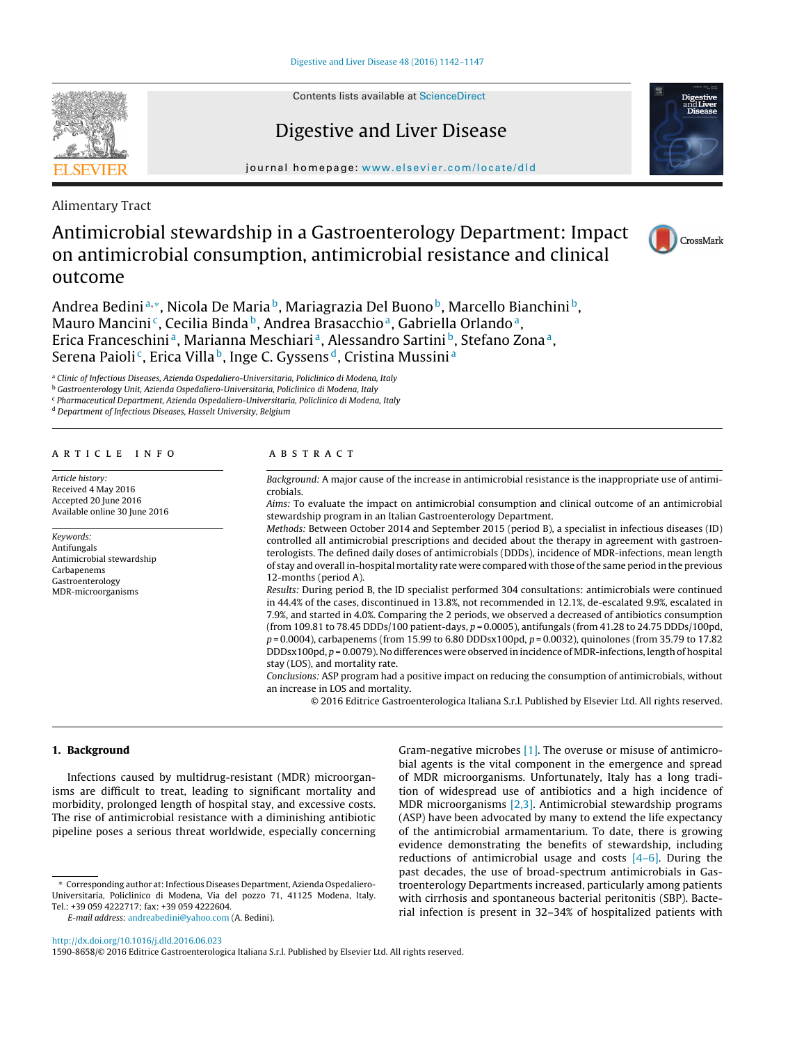Alimentary Tract

# Antimicrobial stewardship in a Gastroenterology Department: Impact on antimicrobial consumption, antimicrobial resistance and clinical outcome

Andrea Bedini[a,*], Nicola De Maria[b], Mariagrazia Del Buono[b], Marcello Bianchini[b], Mauro Mancini[c], Cecilia Binda[b], Andrea Brasacchio[a], Gabriella Orlando[a], Erica Franceschini[a], Marianna Meschiari[a], Alessandro Sartini[b], Stefano Zona[a], Serena Paioli[c], Erica Villa[b], Inge C. Gyssens[d], Cristina Mussini[a]

[a] Clinic of Infectious Diseases, Azienda Ospedaliero-Universitaria, Policlinico di Modena, Italy
[b] Gastroenterology Unit, Azienda Ospedaliero-Universitaria, Policlinico di Modena, Italy
[c] Pharmaceutical Department, Azienda Ospedaliero-Universitaria, Policlinico di Modena, Italy
[d] Department of Infectious Diseases, Hasselt University, Belgium

## ARTICLE INFO

*Article history:*
Received 4 May 2016
Accepted 20 June 2016
Available online 30 June 2016

*Keywords:*
Antifungals
Antimicrobial stewardship
Carbapenems
Gastroenterology
MDR-microorganisms

## ABSTRACT

*Background:* A major cause of the increase in antimicrobial resistance is the inappropriate use of antimicrobials.

*Aims:* To evaluate the impact on antimicrobial consumption and clinical outcome of an antimicrobial stewardship program in an Italian Gastroenterology Department.

*Methods:* Between October 2014 and September 2015 (period B), a specialist in infectious diseases (ID) controlled all antimicrobial prescriptions and decided about the therapy in agreement with gastroenterologists. The defined daily doses of antimicrobials (DDDs), incidence of MDR-infections, mean length of stay and overall in-hospital mortality rate were compared with those of the same period in the previous 12-months (period A).

*Results:* During period B, the ID specialist performed 304 consultations: antimicrobials were continued in 44.4% of the cases, discontinued in 13.8%, not recommended in 12.1%, de-escalated 9.9%, escalated in 7.9%, and started in 4.0%. Comparing the 2 periods, we observed a decreased of antibiotics consumption (from 109.81 to 78.45 DDDs/100 patient-days, $p = 0.0005$), antifungals (from 41.28 to 24.75 DDDs/100pd, $p = 0.0004$), carbapenems (from 15.99 to 6.80 DDDsx100pd, $p = 0.0032$), quinolones (from 35.79 to 17.82 DDDsx100pd, $p = 0.0079$). No differences were observed in incidence of MDR-infections, length of hospital stay (LOS), and mortality rate.

*Conclusions:* ASP program had a positive impact on reducing the consumption of antimicrobials, without an increase in LOS and mortality.

© 2016 Editrice Gastroenterologica Italiana S.r.l. Published by Elsevier Ltd. All rights reserved.

## 1. Background

Infections caused by multidrug-resistant (MDR) microorganisms are difficult to treat, leading to significant mortality and morbidity, prolonged length of hospital stay, and excessive costs. The rise of antimicrobial resistance with a diminishing antibiotic pipeline poses a serious threat worldwide, especially concerning Gram-negative microbes [1]. The overuse or misuse of antimicrobial agents is the vital component in the emergence and spread of MDR microorganisms. Unfortunately, Italy has a long tradition of widespread use of antibiotics and a high incidence of MDR microorganisms [2,3]. Antimicrobial stewardship programs (ASP) have been advocated by many to extend the life expectancy of the antimicrobial armamentarium. To date, there is growing evidence demonstrating the benefits of stewardship, including reductions of antimicrobial usage and costs [4–6]. During the past decades, the use of broad-spectrum antimicrobials in Gastroenterology Departments increased, particularly among patients with cirrhosis and spontaneous bacterial peritonitis (SBP). Bacterial infection is present in 32–34% of hospitalized patients with

* Corresponding author at: Infectious Diseases Department, Azienda Ospedaliero-Universitaria, Policlinico di Modena, Via del pozzo 71, 41125 Modena, Italy. Tel.: +39 059 4222717; fax: +39 059 4222604.
E-mail address: andreabedini@yahoo.com (A. Bedini).

http://dx.doi.org/10.1016/j.dld.2016.06.023
1590-8658/© 2016 Editrice Gastroenterologica Italiana S.r.l. Published by Elsevier Ltd. All rights reserved.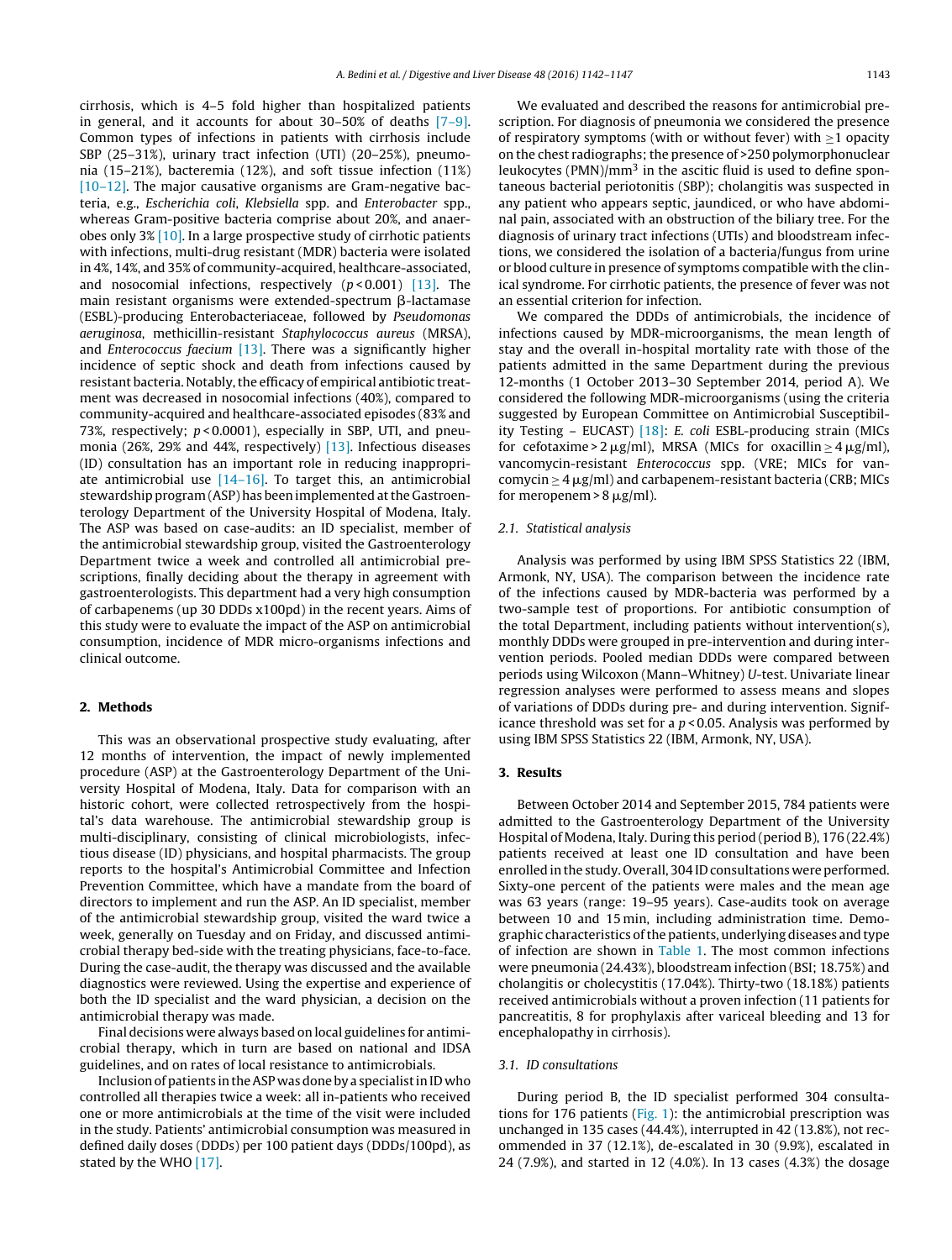cirrhosis, which is 4–5 fold higher than hospitalized patients in general, and it accounts for about 30–50% of deaths [7–9]. Common types of infections in patients with cirrhosis include SBP (25–31%), urinary tract infection (UTI) (20–25%), pneumonia (15–21%), bacteremia (12%), and soft tissue infection (11%) [10–12]. The major causative organisms are Gram-negative bacteria, e.g., *Escherichia coli*, *Klebsiella* spp. and *Enterobacter* spp., whereas Gram-positive bacteria comprise about 20%, and anaerobes only 3% [10]. In a large prospective study of cirrhotic patients with infections, multi-drug resistant (MDR) bacteria were isolated in 4%, 14%, and 35% of community-acquired, healthcare-associated, and nosocomial infections, respectively ($p < 0.001$) [13]. The main resistant organisms were extended-spectrum β-lactamase (ESBL)-producing Enterobacteriaceae, followed by *Pseudomonas aeruginosa*, methicillin-resistant *Staphylococcus aureus* (MRSA), and *Enterococcus faecium* [13]. There was a significantly higher incidence of septic shock and death from infections caused by resistant bacteria. Notably, the efficacy of empirical antibiotic treatment was decreased in nosocomial infections (40%), compared to community-acquired and healthcare-associated episodes (83% and 73%, respectively; $p < 0.0001$), especially in SBP, UTI, and pneumonia (26%, 29% and 44%, respectively) [13]. Infectious diseases (ID) consultation has an important role in reducing inappropriate antimicrobial use [14–16]. To target this, an antimicrobial stewardship program (ASP) has been implemented at the Gastroenterology Department of the University Hospital of Modena, Italy. The ASP was based on case-audits: an ID specialist, member of the antimicrobial stewardship group, visited the Gastroenterology Department twice a week and controlled all antimicrobial prescriptions, finally deciding about the therapy in agreement with gastroenterologists. This department had a very high consumption of carbapenems (up 30 DDDs x100pd) in the recent years. Aims of this study were to evaluate the impact of the ASP on antimicrobial consumption, incidence of MDR micro-organisms infections and clinical outcome.

## 2. Methods

This was an observational prospective study evaluating, after 12 months of intervention, the impact of newly implemented procedure (ASP) at the Gastroenterology Department of the University Hospital of Modena, Italy. Data for comparison with an historic cohort, were collected retrospectively from the hospital's data warehouse. The antimicrobial stewardship group is multi-disciplinary, consisting of clinical microbiologists, infectious disease (ID) physicians, and hospital pharmacists. The group reports to the hospital's Antimicrobial Committee and Infection Prevention Committee, which have a mandate from the board of directors to implement and run the ASP. An ID specialist, member of the antimicrobial stewardship group, visited the ward twice a week, generally on Tuesday and on Friday, and discussed antimicrobial therapy bed-side with the treating physicians, face-to-face. During the case-audit, the therapy was discussed and the available diagnostics were reviewed. Using the expertise and experience of both the ID specialist and the ward physician, a decision on the antimicrobial therapy was made.

Final decisions were always based on local guidelines for antimicrobial therapy, which in turn are based on national and IDSA guidelines, and on rates of local resistance to antimicrobials.

Inclusion of patients in the ASP was done by a specialist in ID who controlled all therapies twice a week: all in-patients who received one or more antimicrobials at the time of the visit were included in the study. Patients' antimicrobial consumption was measured in defined daily doses (DDDs) per 100 patient days (DDDs/100pd), as stated by the WHO [17].

We evaluated and described the reasons for antimicrobial prescription. For diagnosis of pneumonia we considered the presence of respiratory symptoms (with or without fever) with ≥1 opacity on the chest radiographs; the presence of >250 polymorphonuclear leukocytes (PMN)/mm$^3$ in the ascitic fluid is used to define spontaneous bacterial periotonitis (SBP); cholangitis was suspected in any patient who appears septic, jaundiced, or who have abdominal pain, associated with an obstruction of the biliary tree. For the diagnosis of urinary tract infections (UTIs) and bloodstream infections, we considered the isolation of a bacteria/fungus from urine or blood culture in presence of symptoms compatible with the clinical syndrome. For cirrhotic patients, the presence of fever was not an essential criterion for infection.

We compared the DDDs of antimicrobials, the incidence of infections caused by MDR-microorganisms, the mean length of stay and the overall in-hospital mortality rate with those of the patients admitted in the same Department during the previous 12-months (1 October 2013–30 September 2014, period A). We considered the following MDR-microorganisms (using the criteria suggested by European Committee on Antimicrobial Susceptibility Testing – EUCAST) [18]: *E. coli* ESBL-producing strain (MICs for cefotaxime > 2 μg/ml), MRSA (MICs for oxacillin ≥ 4 μg/ml), vancomycin-resistant *Enterococcus* spp. (VRE; MICs for vancomycin ≥ 4 μg/ml) and carbapenem-resistant bacteria (CRB; MICs for meropenem > 8 μg/ml).

### 2.1. Statistical analysis

Analysis was performed by using IBM SPSS Statistics 22 (IBM, Armonk, NY, USA). The comparison between the incidence rate of the infections caused by MDR-bacteria was performed by a two-sample test of proportions. For antibiotic consumption of the total Department, including patients without intervention(s), monthly DDDs were grouped in pre-intervention and during intervention periods. Pooled median DDDs were compared between periods using Wilcoxon (Mann–Whitney) *U*-test. Univariate linear regression analyses were performed to assess means and slopes of variations of DDDs during pre- and during intervention. Significance threshold was set for a $p < 0.05$. Analysis was performed by using IBM SPSS Statistics 22 (IBM, Armonk, NY, USA).

## 3. Results

Between October 2014 and September 2015, 784 patients were admitted to the Gastroenterology Department of the University Hospital of Modena, Italy. During this period (period B), 176 (22.4%) patients received at least one ID consultation and have been enrolled in the study. Overall, 304 ID consultations were performed. Sixty-one percent of the patients were males and the mean age was 63 years (range: 19–95 years). Case-audits took on average between 10 and 15 min, including administration time. Demographic characteristics of the patients, underlying diseases and type of infection are shown in Table 1. The most common infections were pneumonia (24.43%), bloodstream infection (BSI; 18.75%) and cholangitis or cholecystitis (17.04%). Thirty-two (18.18%) patients received antimicrobials without a proven infection (11 patients for pancreatitis, 8 for prophylaxis after variceal bleeding and 13 for encephalopathy in cirrhosis).

### 3.1. ID consultations

During period B, the ID specialist performed 304 consultations for 176 patients (Fig. 1): the antimicrobial prescription was unchanged in 135 cases (44.4%), interrupted in 42 (13.8%), not recommended in 37 (12.1%), de-escalated in 30 (9.9%), escalated in 24 (7.9%), and started in 12 (4.0%). In 13 cases (4.3%) the dosage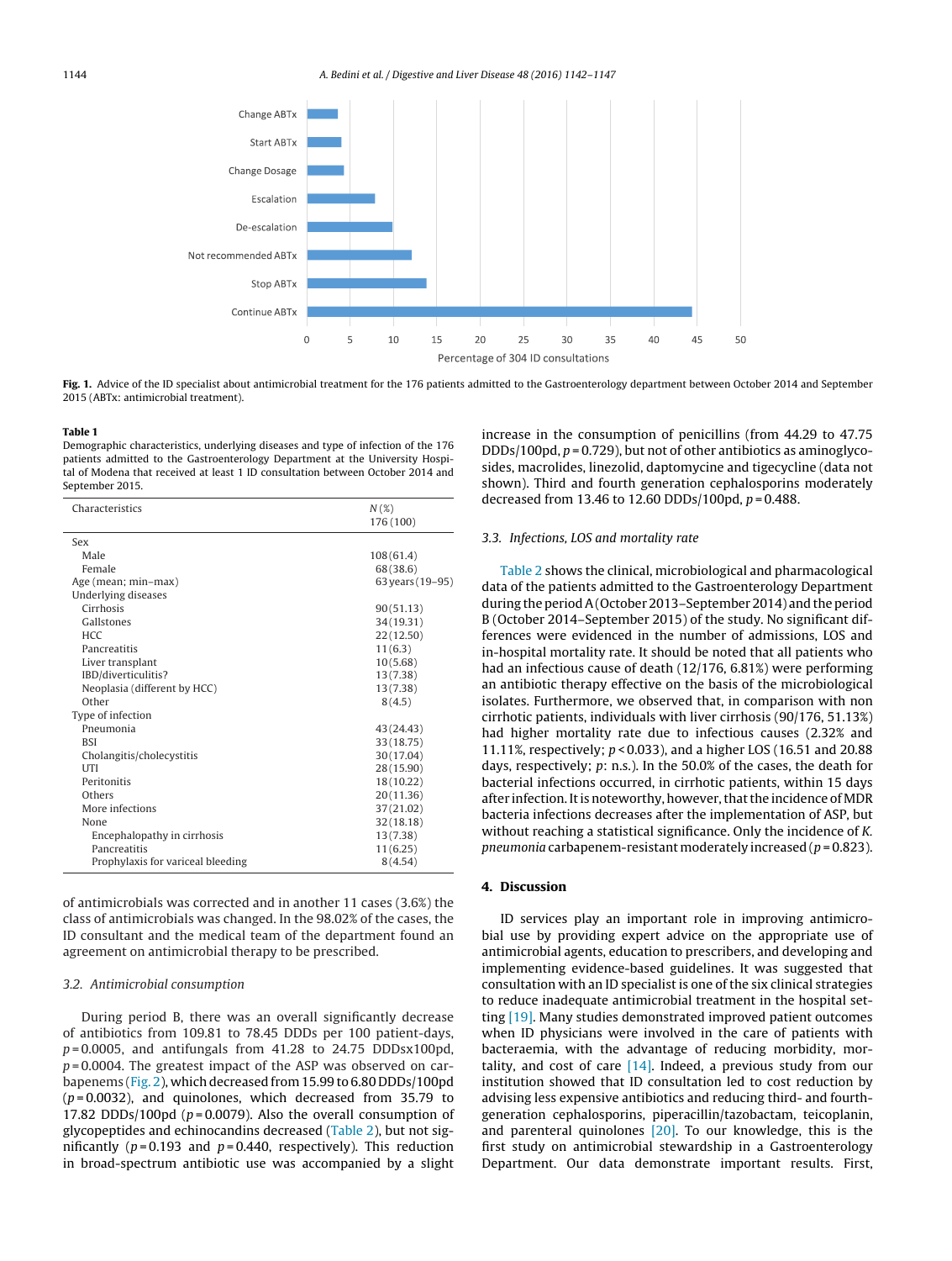Fig. 1. Advice of the ID specialist about antimicrobial treatment for the 176 patients admitted to the Gastroenterology department between October 2014 and September 2015 (ABTx: antimicrobial treatment).

**Table 1**
Demographic characteristics, underlying diseases and type of infection of the 176 patients admitted to the Gastroenterology Department at the University Hospital of Modena that received at least 1 ID consultation between October 2014 and September 2015.

| Characteristics | N (%) 176 (100) |
|---|---|
| Sex | |
| Male | 108 (61.4) |
| Female | 68 (38.6) |
| Age (mean; min–max) | 63 years (19–95) |
| Underlying diseases | |
| Cirrhosis | 90 (51.13) |
| Gallstones | 34 (19.31) |
| HCC | 22 (12.50) |
| Pancreatitis | 11 (6.3) |
| Liver transplant | 10 (5.68) |
| IBD/diverticulitis? | 13 (7.38) |
| Neoplasia (different by HCC) | 13 (7.38) |
| Other | 8 (4.5) |
| Type of infection | |
| Pneumonia | 43 (24.43) |
| BSI | 33 (18.75) |
| Cholangitis/cholecystitis | 30 (17.04) |
| UTI | 28 (15.90) |
| Peritonitis | 18 (10.22) |
| Others | 20 (11.36) |
| More infections | 37 (21.02) |
| None | 32 (18.18) |
| Encephalopathy in cirrhosis | 13 (7.38) |
| Pancreatitis | 11 (6.25) |
| Prophylaxis for variceal bleeding | 8 (4.54) |

of antimicrobials was corrected and in another 11 cases (3.6%) the class of antimicrobials was changed. In the 98.02% of the cases, the ID consultant and the medical team of the department found an agreement on antimicrobial therapy to be prescribed.

### 3.2. Antimicrobial consumption

During period B, there was an overall significantly decrease of antibiotics from 109.81 to 78.45 DDDs per 100 patient-days, $p = 0.0005$, and antifungals from 41.28 to 24.75 DDDsx100pd, $p = 0.0004$. The greatest impact of the ASP was observed on carbapenems (Fig. 2), which decreased from 15.99 to 6.80 DDDs/100pd ($p = 0.0032$), and quinolones, which decreased from 35.79 to 17.82 DDDs/100pd ($p = 0.0079$). Also the overall consumption of glycopeptides and echinocandins decreased (Table 2), but not significantly ($p = 0.193$ and $p = 0.440$, respectively). This reduction in broad-spectrum antibiotic use was accompanied by a slight increase in the consumption of penicillins (from 44.29 to 47.75 DDDs/100pd, $p = 0.729$), but not of other antibiotics as aminoglycosides, macrolides, linezolid, daptomycine and tigecycline (data not shown). Third and fourth generation cephalosporins moderately decreased from 13.46 to 12.60 DDDs/100pd, $p = 0.488$.

### 3.3. Infections, LOS and mortality rate

Table 2 shows the clinical, microbiological and pharmacological data of the patients admitted to the Gastroenterology Department during the period A (October 2013–September 2014) and the period B (October 2014–September 2015) of the study. No significant differences were evidenced in the number of admissions, LOS and in-hospital mortality rate. It should be noted that all patients who had an infectious cause of death (12/176, 6.81%) were performing an antibiotic therapy effective on the basis of the microbiological isolates. Furthermore, we observed that, in comparison with non cirrhotic patients, individuals with liver cirrhosis (90/176, 51.13%) had higher mortality rate due to infectious causes (2.32% and 11.11%, respectively; $p < 0.033$), and a higher LOS (16.51 and 20.88 days, respectively; $p$: n.s.). In the 50.0% of the cases, the death for bacterial infections occurred, in cirrhotic patients, within 15 days after infection. It is noteworthy, however, that the incidence of MDR bacteria infections decreases after the implementation of ASP, but without reaching a statistical significance. Only the incidence of *K. pneumonia* carbapenem-resistant moderately increased ($p = 0.823$).

## 4. Discussion

ID services play an important role in improving antimicrobial use by providing expert advice on the appropriate use of antimicrobial agents, education to prescribers, and developing and implementing evidence-based guidelines. It was suggested that consultation with an ID specialist is one of the six clinical strategies to reduce inadequate antimicrobial treatment in the hospital setting [19]. Many studies demonstrated improved patient outcomes when ID physicians were involved in the care of patients with bacteraemia, with the advantage of reducing morbidity, mortality, and cost of care [14]. Indeed, a previous study from our institution showed that ID consultation led to cost reduction by advising less expensive antibiotics and reducing third- and fourth-generation cephalosporins, piperacillin/tazobactam, teicoplanin, and parenteral quinolones [20]. To our knowledge, this is the first study on antimicrobial stewardship in a Gastroenterology Department. Our data demonstrate important results. First,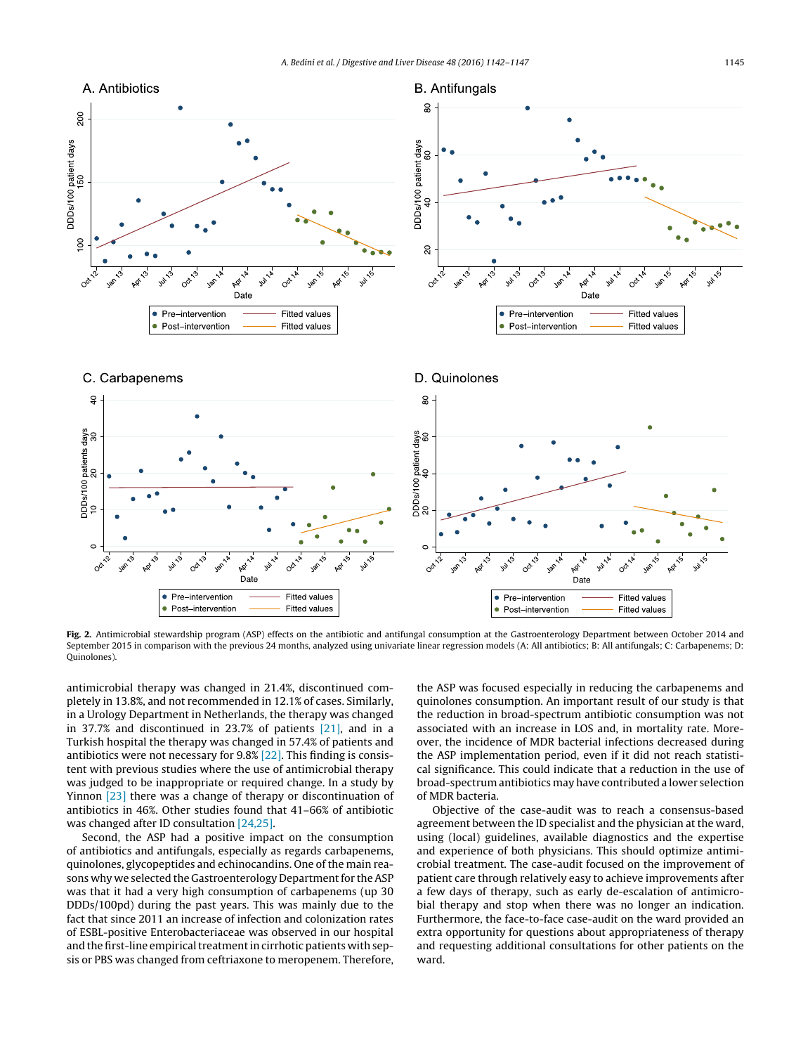**Fig. 2.** Antimicrobial stewardship program (ASP) effects on the antibiotic and antifungal consumption at the Gastroenterology Department between October 2014 and September 2015 in comparison with the previous 24 months, analyzed using univariate linear regression models (A: All antibiotics; B: All antifungals; C: Carbapenems; D: Quinolones).

antimicrobial therapy was changed in 21.4%, discontinued completely in 13.8%, and not recommended in 12.1% of cases. Similarly, in a Urology Department in Netherlands, the therapy was changed in 37.7% and discontinued in 23.7% of patients [21], and in a Turkish hospital the therapy was changed in 57.4% of patients and antibiotics were not necessary for 9.8% [22]. This finding is consistent with previous studies where the use of antimicrobial therapy was judged to be inappropriate or required change. In a study by Yinnon [23] there was a change of therapy or discontinuation of antibiotics in 46%. Other studies found that 41–66% of antibiotic was changed after ID consultation [24,25].

Second, the ASP had a positive impact on the consumption of antibiotics and antifungals, especially as regards carbapenems, quinolones, glycopeptides and echinocandins. One of the main reasons why we selected the Gastroenterology Department for the ASP was that it had a very high consumption of carbapenems (up 30 DDDs/100pd) during the past years. This was mainly due to the fact that since 2011 an increase of infection and colonization rates of ESBL-positive Enterobacteriaceae was observed in our hospital and the first-line empirical treatment in cirrhotic patients with sepsis or PBS was changed from ceftriaxone to meropenem. Therefore, the ASP was focused especially in reducing the carbapenems and quinolones consumption. An important result of our study is that the reduction in broad-spectrum antibiotic consumption was not associated with an increase in LOS and, in mortality rate. Moreover, the incidence of MDR bacterial infections decreased during the ASP implementation period, even if it did not reach statistical significance. This could indicate that a reduction in the use of broad-spectrum antibiotics may have contributed a lower selection of MDR bacteria.

Objective of the case-audit was to reach a consensus-based agreement between the ID specialist and the physician at the ward, using (local) guidelines, available diagnostics and the expertise and experience of both physicians. This should optimize antimicrobial treatment. The case-audit focused on the improvement of patient care through relatively easy to achieve improvements after a few days of therapy, such as early de-escalation of antimicrobial therapy and stop when there was no longer an indication. Furthermore, the face-to-face case-audit on the ward provided an extra opportunity for questions about appropriateness of therapy and requesting additional consultations for other patients on the ward.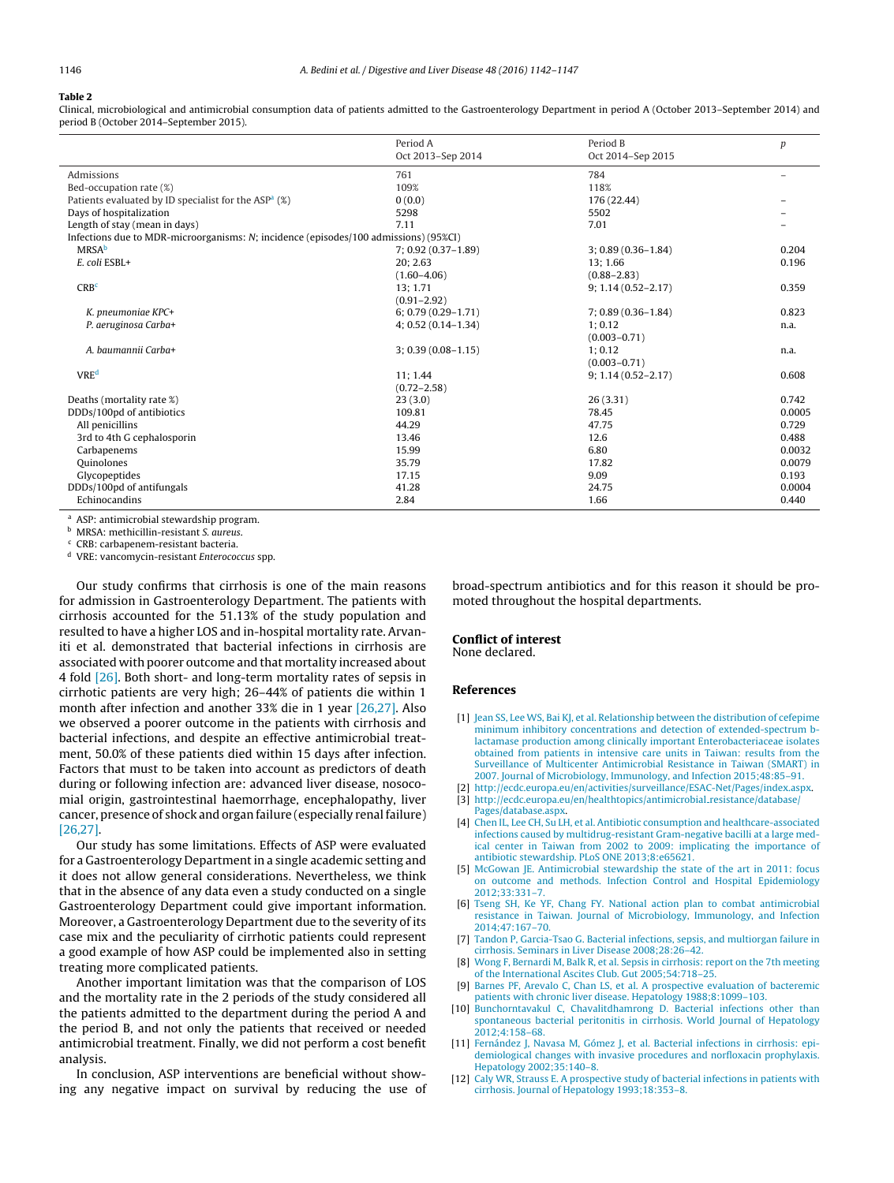**Table 2**

Clinical, microbiological and antimicrobial consumption data of patients admitted to the Gastroenterology Department in period A (October 2013–September 2014) and period B (October 2014–September 2015).

| | Period A Oct 2013–Sep 2014 | Period B Oct 2014–Sep 2015 | p |
|---|---|---|---|
| Admissions | 761 | 784 | – |
| Bed-occupation rate (%) | 109% | 118% | |
| Patients evaluated by ID specialist for the ASP[a] (%) | 0 (0.0) | 176 (22.44) | – |
| Days of hospitalization | 5298 | 5502 | – |
| Length of stay (mean in days) | 7.11 | 7.01 | – |
| Infections due to MDR-microorganisms: N; incidence (episodes/100 admissions) (95%CI) | | | |
| MRSA[b] | 7; 0.92 (0.37–1.89) | 3; 0.89 (0.36–1.84) | 0.204 |
| *E. coli* ESBL+ | 20; 2.63 (1.60–4.06) | 13; 1.66 (0.88–2.83) | 0.196 |
| CRB[c] | 13; 1.71 (0.91–2.92) | 9; 1.14 (0.52–2.17) | 0.359 |
| *K. pneumoniae KPC+* | 6; 0.79 (0.29–1.71) | 7; 0.89 (0.36–1.84) | 0.823 |
| *P. aeruginosa Carba+* | 4; 0.52 (0.14–1.34) | 1; 0.12 (0.003–0.71) | n.a. |
| *A. baumannii Carba+* | 3; 0.39 (0.08–1.15) | 1; 0.12 (0.003–0.71) | n.a. |
| VRE[d] | 11; 1.44 (0.72–2.58) | 9; 1.14 (0.52–2.17) | 0.608 |
| Deaths (mortality rate %) | 23 (3.0) | 26 (3.31) | 0.742 |
| DDDs/100pd of antibiotics | 109.81 | 78.45 | 0.0005 |
| All penicillins | 44.29 | 47.75 | 0.729 |
| 3rd to 4th G cephalosporin | 13.46 | 12.6 | 0.488 |
| Carbapenems | 15.99 | 6.80 | 0.0032 |
| Quinolones | 35.79 | 17.82 | 0.0079 |
| Glycopeptides | 17.15 | 9.09 | 0.193 |
| DDDs/100pd of antifungals | 41.28 | 24.75 | 0.0004 |
| Echinocandins | 2.84 | 1.66 | 0.440 |

[a] ASP: antimicrobial stewardship program.
[b] MRSA: methicillin-resistant *S. aureus*.
[c] CRB: carbapenem-resistant bacteria.
[d] VRE: vancomycin-resistant *Enterococcus* spp.

Our study confirms that cirrhosis is one of the main reasons for admission in Gastroenterology Department. The patients with cirrhosis accounted for the 51.13% of the study population and resulted to have a higher LOS and in-hospital mortality rate. Arvaniti et al. demonstrated that bacterial infections in cirrhosis are associated with poorer outcome and that mortality increased about 4 fold [26]. Both short- and long-term mortality rates of sepsis in cirrhotic patients are very high; 26–44% of patients die within 1 month after infection and another 33% die in 1 year [26,27]. Also we observed a poorer outcome in the patients with cirrhosis and bacterial infections, and despite an effective antimicrobial treatment, 50.0% of these patients died within 15 days after infection. Factors that must to be taken into account as predictors of death during or following infection are: advanced liver disease, nosocomial origin, gastrointestinal haemorrhage, encephalopathy, liver cancer, presence of shock and organ failure (especially renal failure) [26,27].

Our study has some limitations. Effects of ASP were evaluated for a Gastroenterology Department in a single academic setting and it does not allow general considerations. Nevertheless, we think that in the absence of any data even a study conducted on a single Gastroenterology Department could give important information. Moreover, a Gastroenterology Department due to the severity of its case mix and the peculiarity of cirrhotic patients could represent a good example of how ASP could be implemented also in setting treating more complicated patients.

Another important limitation was that the comparison of LOS and the mortality rate in the 2 periods of the study considered all the patients admitted to the department during the period A and the period B, and not only the patients that received or needed antimicrobial treatment. Finally, we did not perform a cost benefit analysis.

In conclusion, ASP interventions are beneficial without showing any negative impact on survival by reducing the use of broad-spectrum antibiotics and for this reason it should be promoted throughout the hospital departments.

## Conflict of interest

None declared.

## References

[1] Jean SS, Lee WS, Bai KJ, et al. Relationship between the distribution of cefepime minimum inhibitory concentrations and detection of extended-spectrum b-lactamase production among clinically important Enterobacteriaceae isolates obtained from patients in intensive care units in Taiwan: results from the Surveillance of Multicenter Antimicrobial Resistance in Taiwan (SMART) in 2007. Journal of Microbiology, Immunology, and Infection 2015;48:85–91.

[2] http://ecdc.europa.eu/en/activities/surveillance/ESAC-Net/Pages/index.aspx.

[3] http://ecdc.europa.eu/en/healthtopics/antimicrobial_resistance/database/Pages/database.aspx.

[4] Chen IL, Lee CH, Su LH, et al. Antibiotic consumption and healthcare-associated infections caused by multidrug-resistant Gram-negative bacilli at a large medical center in Taiwan from 2002 to 2009: implicating the importance of antibiotic stewardship. PLoS ONE 2013;8:e65621.

[5] McGowan JE. Antimicrobial stewardship the state of the art in 2011: focus on outcome and methods. Infection Control and Hospital Epidemiology 2012;33:331–7.

[6] Tseng SH, Ke YF, Chang FY. National action plan to combat antimicrobial resistance in Taiwan. Journal of Microbiology, Immunology, and Infection 2014;47:167–70.

[7] Tandon P, Garcia-Tsao G. Bacterial infections, sepsis, and multiorgan failure in cirrhosis. Seminars in Liver Disease 2008;28:26–42.

[8] Wong F, Bernardi M, Balk R, et al. Sepsis in cirrhosis: report on the 7th meeting of the International Ascites Club. Gut 2005;54:718–25.

[9] Barnes PF, Arevalo C, Chan LS, et al. A prospective evaluation of bacteremic patients with chronic liver disease. Hepatology 1988;8:1099–103.

[10] Bunchorntavakul C, Chavalitdhamrong D. Bacterial infections other than spontaneous bacterial peritonitis in cirrhosis. World Journal of Hepatology 2012;4:158–68.

[11] Fernández J, Navasa M, Gómez J, et al. Bacterial infections in cirrhosis: epidemiological changes with invasive procedures and norfloxacin prophylaxis. Hepatology 2002;35:140–8.

[12] Caly WR, Strauss E. A prospective study of bacterial infections in patients with cirrhosis. Journal of Hepatology 1993;18:353–8.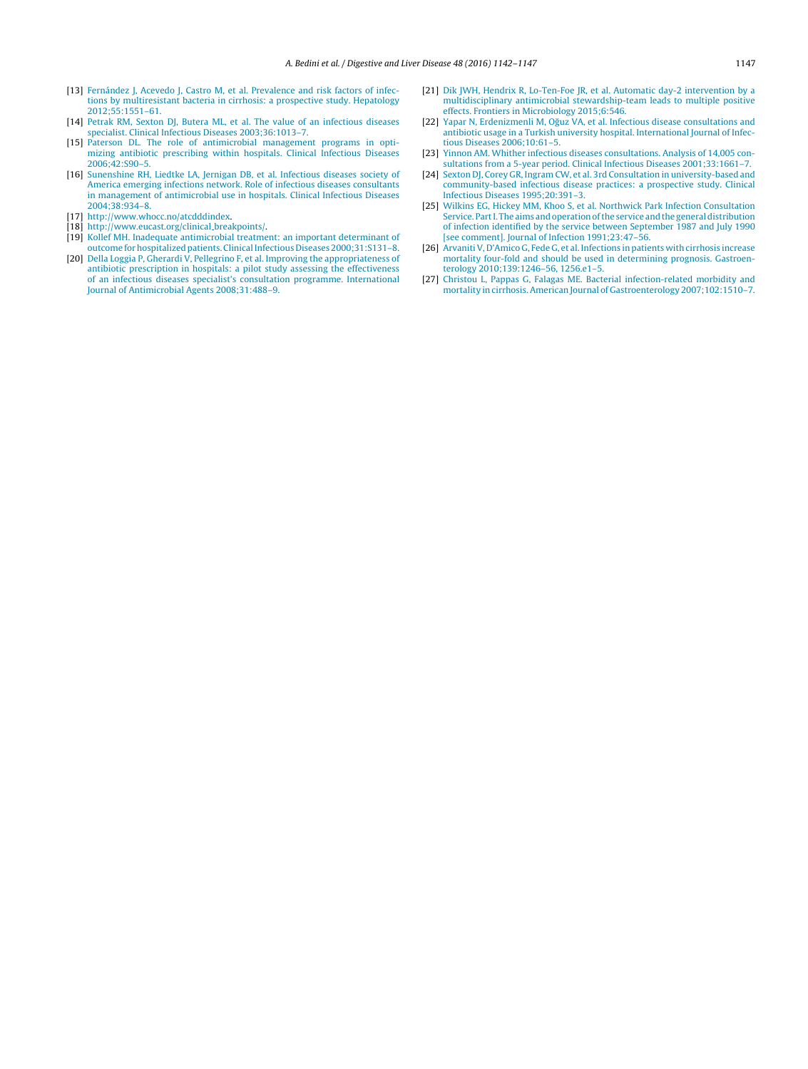[13] Fernández J, Acevedo J, Castro M, et al. Prevalence and risk factors of infections by multiresistant bacteria in cirrhosis: a prospective study. Hepatology 2012;55:1551–61.

[14] Petrak RM, Sexton DJ, Butera ML, et al. The value of an infectious diseases specialist. Clinical Infectious Diseases 2003;36:1013–7.

[15] Paterson DL. The role of antimicrobial management programs in optimizing antibiotic prescribing within hospitals. Clinical Infectious Diseases 2006;42:S90–5.

[16] Sunenshine RH, Liedtke LA, Jernigan DB, et al. Infectious diseases society of America emerging infections network. Role of infectious diseases consultants in management of antimicrobial use in hospitals. Clinical Infectious Diseases 2004;38:934–8.

[17] http://www.whocc.no/atcdddindex.

[18] http://www.eucast.org/clinical_breakpoints/.

[19] Kollef MH. Inadequate antimicrobial treatment: an important determinant of outcome for hospitalized patients. Clinical Infectious Diseases 2000;31:S131–8.

[20] Della Loggia P, Gherardi V, Pellegrino F, et al. Improving the appropriateness of antibiotic prescription in hospitals: a pilot study assessing the effectiveness of an infectious diseases specialist's consultation programme. International Journal of Antimicrobial Agents 2008;31:488–9.

[21] Dik JWH, Hendrix R, Lo-Ten-Foe JR, et al. Automatic day-2 intervention by a multidisciplinary antimicrobial stewardship-team leads to multiple positive effects. Frontiers in Microbiology 2015;6:546.

[22] Yapar N, Erdenizmenli M, Oğuz VA, et al. Infectious disease consultations and antibiotic usage in a Turkish university hospital. International Journal of Infectious Diseases 2006;10:61–5.

[23] Yinnon AM. Whither infectious diseases consultations. Analysis of 14,005 consultations from a 5-year period. Clinical Infectious Diseases 2001;33:1661–7.

[24] Sexton DJ, Corey GR, Ingram CW, et al. 3rd Consultation in university-based and community-based infectious disease practices: a prospective study. Clinical Infectious Diseases 1995;20:391–3.

[25] Wilkins EG, Hickey MM, Khoo S, et al. Northwick Park Infection Consultation Service. Part I. The aims and operation of the service and the general distribution of infection identified by the service between September 1987 and July 1990 [see comment]. Journal of Infection 1991;23:47–56.

[26] Arvaniti V, D'Amico G, Fede G, et al. Infections in patients with cirrhosis increase mortality four-fold and should be used in determining prognosis. Gastroenterology 2010;139:1246–56, 1256.e1–5.

[27] Christou L, Pappas G, Falagas ME. Bacterial infection-related morbidity and mortality in cirrhosis. American Journal of Gastroenterology 2007;102:1510–7.